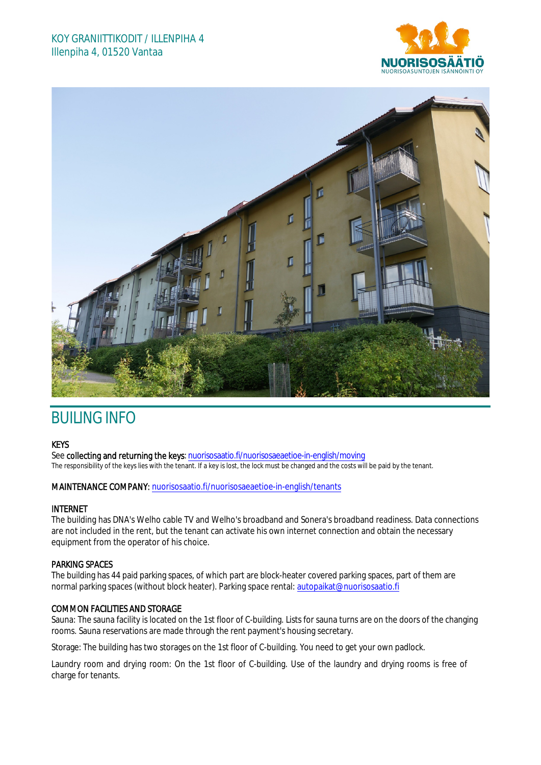KOY GRANIITTIKODIT / ILLENPIHA 4
Illenpiha 4, 01520 Vantaa

# BUILING INFO

**KEYS**

See **collecting and returning the keys**: nuorisosaatio.fi/nuorisosaeaetioe-in-english/moving

The responsibility of the keys lies with the tenant. If a key is lost, the lock must be changed and the costs will be paid by the tenant.

**MAINTENANCE COMPANY**: nuorisosaatio.fi/nuorisosaeaetioe-in-english/tenants

**INTERNET**

The building has DNA's Welho cable TV and Welho's broadband and Sonera's broadband readiness. Data connections are not included in the rent, but the tenant can activate his own internet connection and obtain the necessary equipment from the operator of his choice.

**PARKING SPACES**

The building has 44 paid parking spaces, of which part are block-heater covered parking spaces, part of them are normal parking spaces (without block heater). Parking space rental: autopaikat@nuorisosaatio.fi

**COMMON FACILITIES AND STORAGE**

Sauna: The sauna facility is located on the 1st floor of C-building. Lists for sauna turns are on the doors of the changing rooms. Sauna reservations are made through the rent payment's housing secretary.

Storage: The building has two storages on the 1st floor of C-building. You need to get your own padlock.

Laundry room and drying room: On the 1st floor of C-building. Use of the laundry and drying rooms is free of charge for tenants.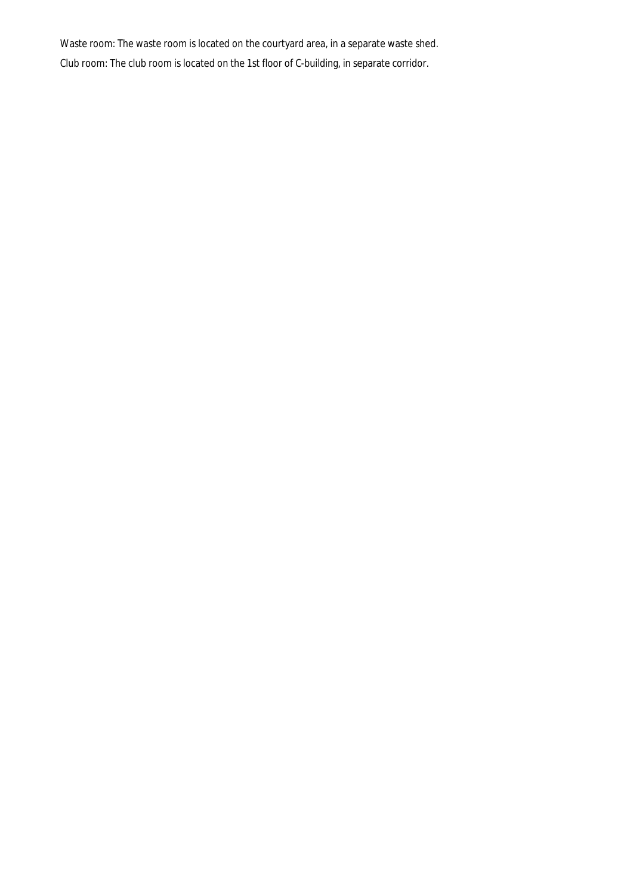Waste room: The waste room is located on the courtyard area, in a separate waste shed.

Club room: The club room is located on the 1st floor of C-building, in separate corridor.